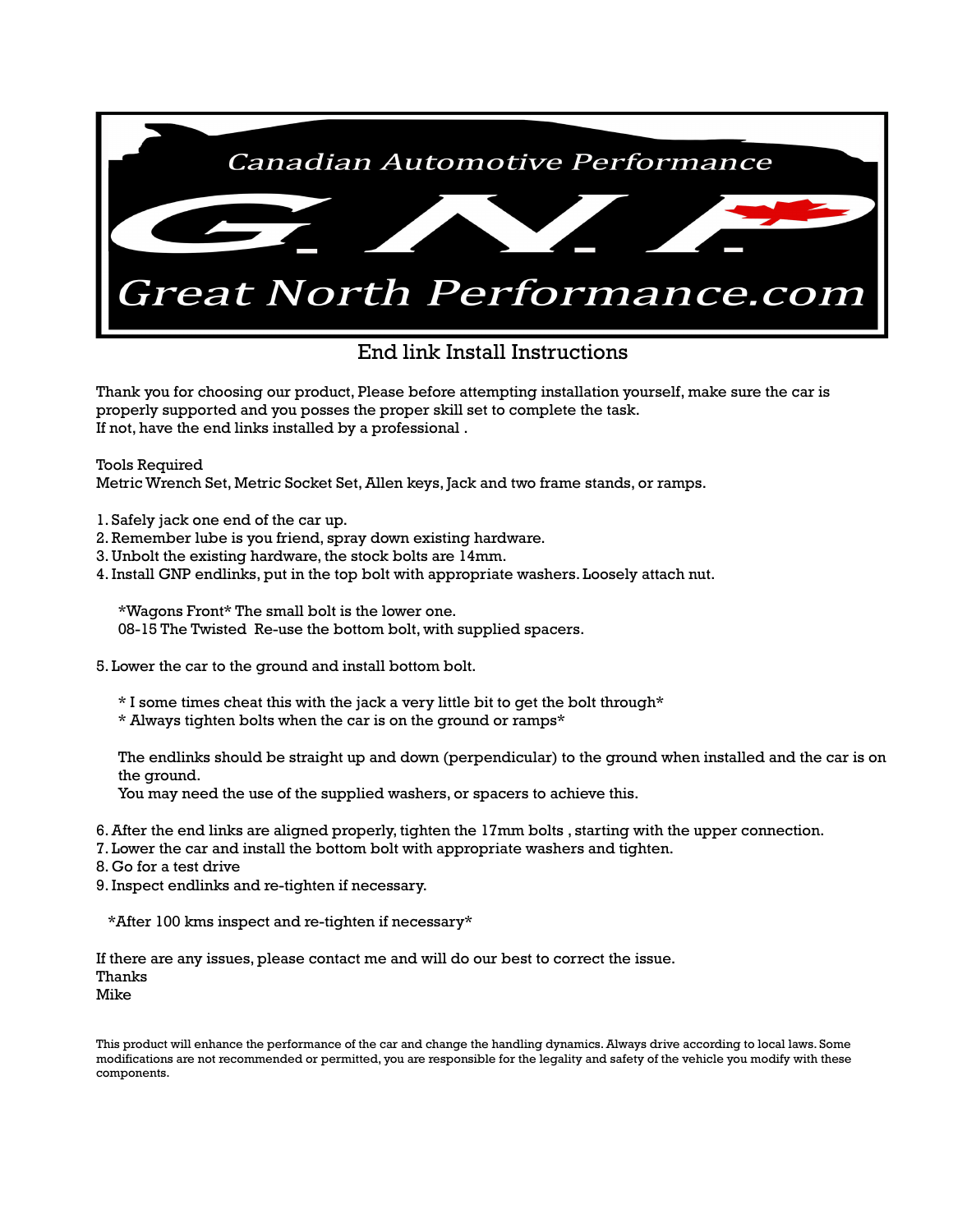Canadian Automotive Performance

G.N.P

Great North Performance.com

# End link Install Instructions

Thank you for choosing our product, Please before attempting installation yourself, make sure the car is properly supported and you posses the proper skill set to complete the task.
If not, have the end links installed by a professional .

Tools Required
Metric Wrench Set, Metric Socket Set, Allen keys, Jack and two frame stands, or ramps.

1. Safely jack one end of the car up.
2. Remember lube is you friend, spray down existing hardware.
3. Unbolt the existing hardware, the stock bolts are 14mm.
4. Install GNP endlinks, put in the top bolt with appropriate washers. Loosely attach nut.

   *Wagons Front* The small bolt is the lower one.
   08-15 The Twisted  Re-use the bottom bolt, with supplied spacers.

5. Lower the car to the ground and install bottom bolt.

   * I some times cheat this with the jack a very little bit to get the bolt through*
   * Always tighten bolts when the car is on the ground or ramps*

   The endlinks should be straight up and down (perpendicular) to the ground when installed and the car is on the ground.
   You may need the use of the supplied washers, or spacers to achieve this.

6. After the end links are aligned properly, tighten the 17mm bolts , starting with the upper connection.
7. Lower the car and install the bottom bolt with appropriate washers and tighten.
8. Go for a test drive
9. Inspect endlinks and re-tighten if necessary.

*After 100 kms inspect and re-tighten if necessary*

If there are any issues, please contact me and will do our best to correct the issue.
Thanks
Mike

This product will enhance the performance of the car and change the handling dynamics. Always drive according to local laws. Some modifications are not recommended or permitted, you are responsible for the legality and safety of the vehicle you modify with these components.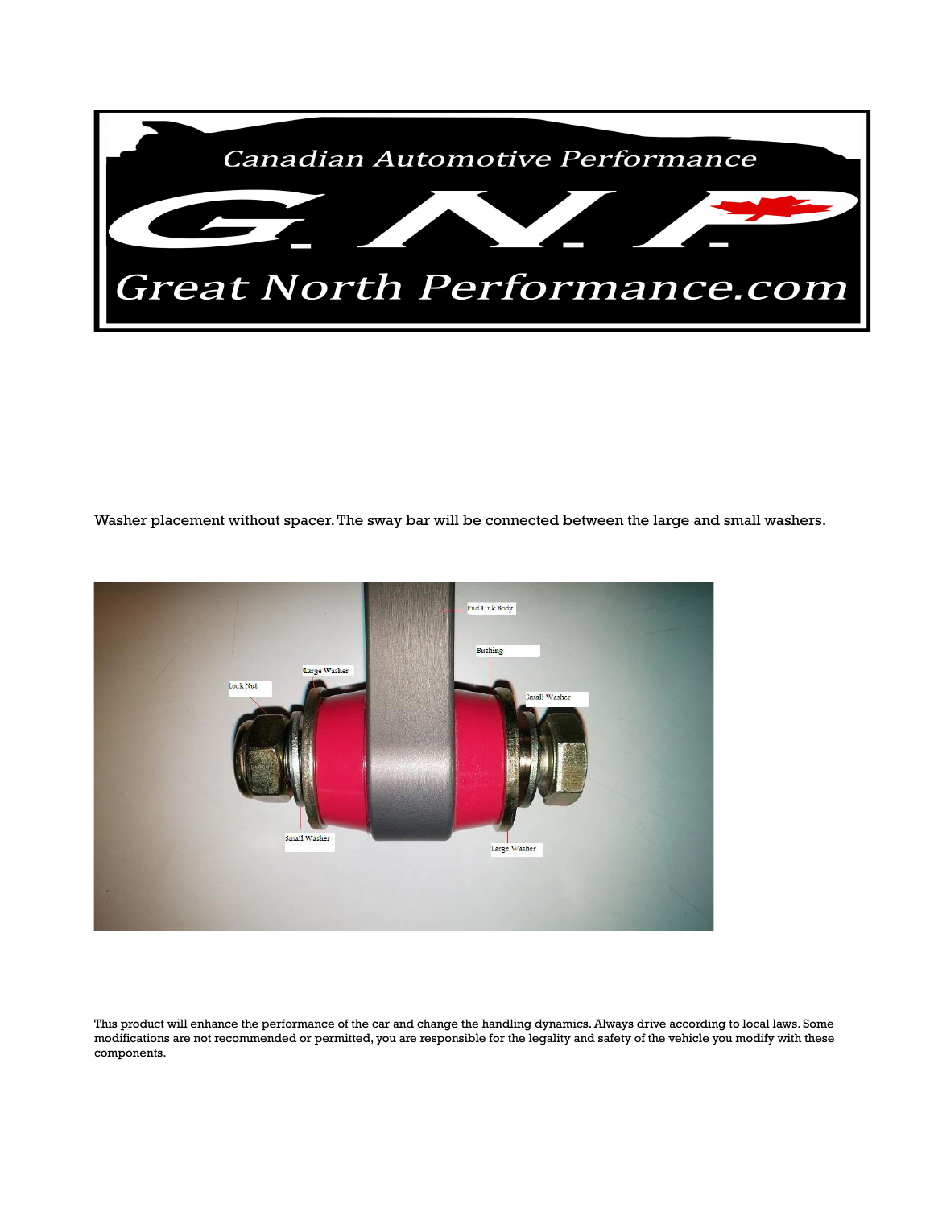Canadian Automotive Performance

G.N.P

Great North Performance.com

Washer placement without spacer. The sway bar will be connected between the large and small washers.

End Link Body

Bushing

Large Washer

Lock Nut

Small Washer

Small Washer

Large Washer

This product will enhance the performance of the car and change the handling dynamics. Always drive according to local laws. Some modifications are not recommended or permitted, you are responsible for the legality and safety of the vehicle you modify with these components.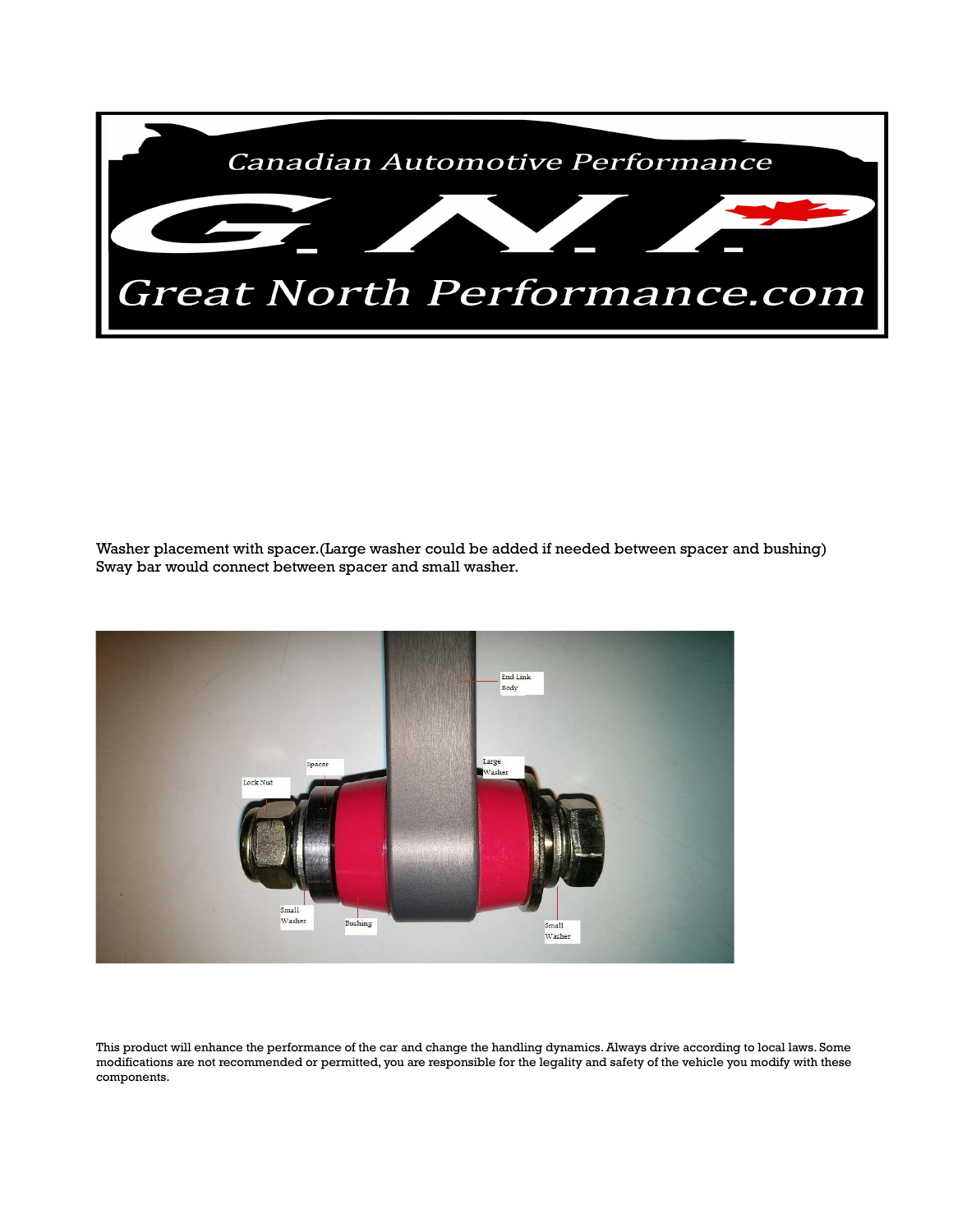Canadian Automotive Performance

G. N. P

Great North Performance.com

Washer placement with spacer.(Large washer could be added if needed between spacer and bushing)
Sway bar would connect between spacer and small washer.

End Link Body

Spacer

Large Washer

Lock Nut

Small Washer

Bushing

Small Washer

This product will enhance the performance of the car and change the handling dynamics. Always drive according to local laws. Some modifications are not recommended or permitted, you are responsible for the legality and safety of the vehicle you modify with these components.